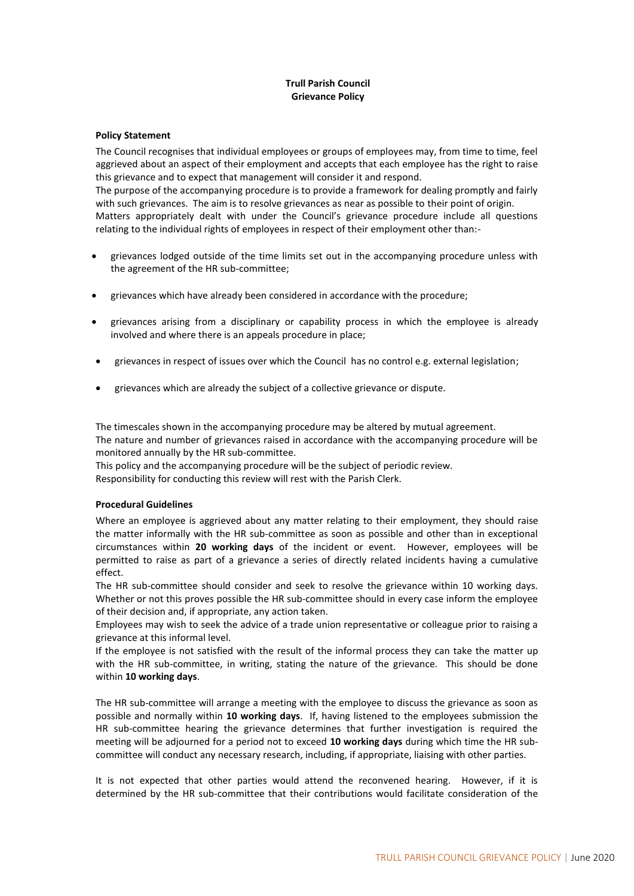# Trull Parish Council
## Grievance Policy

### Policy Statement

The Council recognises that individual employees or groups of employees may, from time to time, feel aggrieved about an aspect of their employment and accepts that each employee has the right to raise this grievance and to expect that management will consider it and respond.

The purpose of the accompanying procedure is to provide a framework for dealing promptly and fairly with such grievances. The aim is to resolve grievances as near as possible to their point of origin.

Matters appropriately dealt with under the Council's grievance procedure include all questions relating to the individual rights of employees in respect of their employment other than:-

- grievances lodged outside of the time limits set out in the accompanying procedure unless with the agreement of the HR sub-committee;
- grievances which have already been considered in accordance with the procedure;
- grievances arising from a disciplinary or capability process in which the employee is already involved and where there is an appeals procedure in place;
- grievances in respect of issues over which the Council has no control e.g. external legislation;
- grievances which are already the subject of a collective grievance or dispute.

The timescales shown in the accompanying procedure may be altered by mutual agreement.

The nature and number of grievances raised in accordance with the accompanying procedure will be monitored annually by the HR sub-committee.

This policy and the accompanying procedure will be the subject of periodic review.

Responsibility for conducting this review will rest with the Parish Clerk.

### Procedural Guidelines

Where an employee is aggrieved about any matter relating to their employment, they should raise the matter informally with the HR sub-committee as soon as possible and other than in exceptional circumstances within **20 working days** of the incident or event. However, employees will be permitted to raise as part of a grievance a series of directly related incidents having a cumulative effect.

The HR sub-committee should consider and seek to resolve the grievance within 10 working days. Whether or not this proves possible the HR sub-committee should in every case inform the employee of their decision and, if appropriate, any action taken.

Employees may wish to seek the advice of a trade union representative or colleague prior to raising a grievance at this informal level.

If the employee is not satisfied with the result of the informal process they can take the matter up with the HR sub-committee, in writing, stating the nature of the grievance. This should be done within **10 working days**.

The HR sub-committee will arrange a meeting with the employee to discuss the grievance as soon as possible and normally within **10 working days**. If, having listened to the employees submission the HR sub-committee hearing the grievance determines that further investigation is required the meeting will be adjourned for a period not to exceed **10 working days** during which time the HR sub-committee will conduct any necessary research, including, if appropriate, liaising with other parties.

It is not expected that other parties would attend the reconvened hearing. However, if it is determined by the HR sub-committee that their contributions would facilitate consideration of the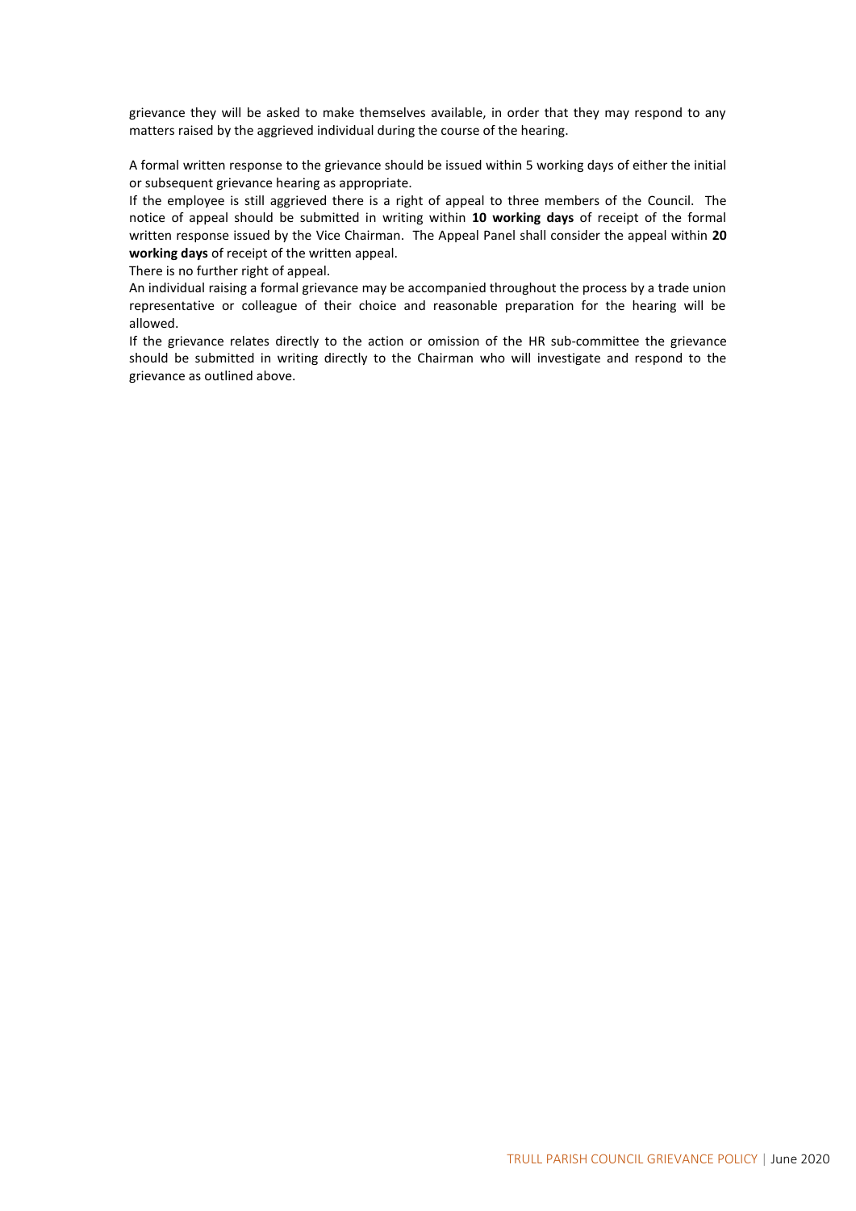grievance they will be asked to make themselves available, in order that they may respond to any matters raised by the aggrieved individual during the course of the hearing.

A formal written response to the grievance should be issued within 5 working days of either the initial or subsequent grievance hearing as appropriate.

If the employee is still aggrieved there is a right of appeal to three members of the Council. The notice of appeal should be submitted in writing within **10 working days** of receipt of the formal written response issued by the Vice Chairman. The Appeal Panel shall consider the appeal within **20 working days** of receipt of the written appeal.

There is no further right of appeal.

An individual raising a formal grievance may be accompanied throughout the process by a trade union representative or colleague of their choice and reasonable preparation for the hearing will be allowed.

If the grievance relates directly to the action or omission of the HR sub-committee the grievance should be submitted in writing directly to the Chairman who will investigate and respond to the grievance as outlined above.